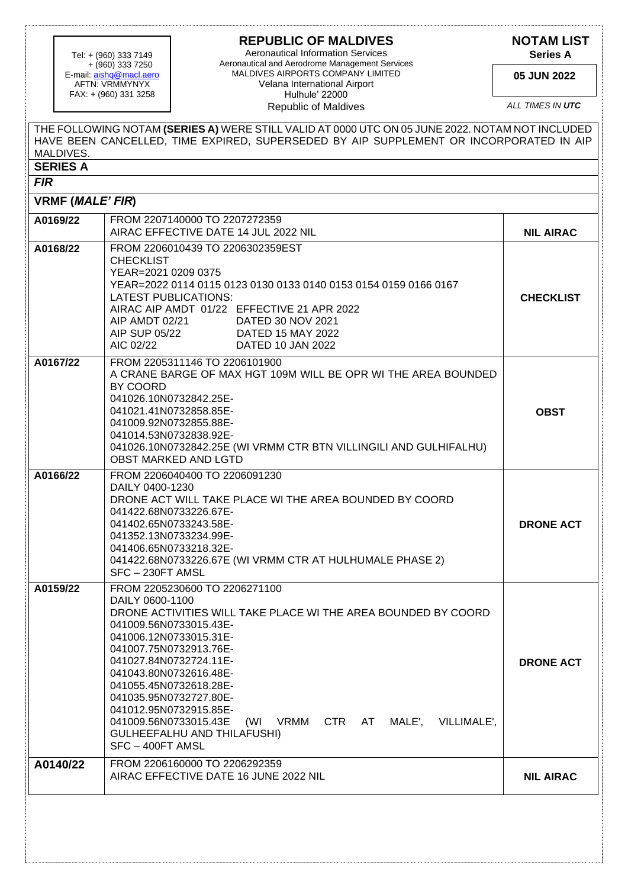Tel: + (960) 333 7149
+ (960) 333 7250
E-mail: aishq@macl.aero
AFTN: VRMMYNYX
FAX: + (960) 331 3258

# REPUBLIC OF MALDIVES

Aeronautical Information Services
Aeronautical and Aerodrome Management Services
MALDIVES AIRPORTS COMPANY LIMITED
Velana International Airport
Hulhule' 22000
Republic of Maldives

**NOTAM LIST**
**Series A**

**05 JUN 2022**

*ALL TIMES IN* ***UTC***

THE FOLLOWING NOTAM **(SERIES A)** WERE STILL VALID AT 0000 UTC ON 05 JUNE 2022. NOTAM NOT INCLUDED HAVE BEEN CANCELLED, TIME EXPIRED, SUPERSEDED BY AIP SUPPLEMENT OR INCORPORATED IN AIP MALDIVES.

## SERIES A

### *FIR*

### VRMF (*MALE' FIR*)

| | | |
|---|---|---|
| **A0169/22** | FROM 2207140000 TO 2207272359<br>AIRAC EFFECTIVE DATE 14 JUL 2022 NIL | **NIL AIRAC** |
| **A0168/22** | FROM 2206010439 TO 2206302359EST<br>CHECKLIST<br>YEAR=2021 0209 0375<br>YEAR=2022 0114 0115 0123 0130 0133 0140 0153 0154 0159 0166 0167<br>LATEST PUBLICATIONS:<br>AIRAC AIP AMDT 01/22 EFFECTIVE 21 APR 2022<br>AIP AMDT 02/21 DATED 30 NOV 2021<br>AIP SUP 05/22 DATED 15 MAY 2022<br>AIC 02/22 DATED 10 JAN 2022 | **CHECKLIST** |
| **A0167/22** | FROM 2205311146 TO 2206101900<br>A CRANE BARGE OF MAX HGT 109M WILL BE OPR WI THE AREA BOUNDED BY COORD<br>041026.10N0732842.25E-<br>041021.41N0732858.85E-<br>041009.92N0732855.88E-<br>041014.53N0732838.92E-<br>041026.10N0732842.25E (WI VRMM CTR BTN VILLINGILI AND GULHIFALHU)<br>OBST MARKED AND LGTD | **OBST** |
| **A0166/22** | FROM 2206040400 TO 2206091230<br>DAILY 0400-1230<br>DRONE ACT WILL TAKE PLACE WI THE AREA BOUNDED BY COORD<br>041422.68N0733226.67E-<br>041402.65N0733243.58E-<br>041352.13N0733234.99E-<br>041406.65N0733218.32E-<br>041422.68N0733226.67E (WI VRMM CTR AT HULHUMALE PHASE 2)<br>SFC – 230FT AMSL | **DRONE ACT** |
| **A0159/22** | FROM 2205230600 TO 2206271100<br>DAILY 0600-1100<br>DRONE ACTIVITIES WILL TAKE PLACE WI THE AREA BOUNDED BY COORD<br>041009.56N0733015.43E-<br>041006.12N0733015.31E-<br>041007.75N0732913.76E-<br>041027.84N0732724.11E-<br>041043.80N0732616.48E-<br>041055.45N0732618.28E-<br>041035.95N0732727.80E-<br>041012.95N0732915.85E-<br>041009.56N0733015.43E (WI VRMM CTR AT MALE', VILLIMALE', GULHEEFALHU AND THILAFUSHI)<br>SFC – 400FT AMSL | **DRONE ACT** |
| **A0140/22** | FROM 2206160000 TO 2206292359<br>AIRAC EFFECTIVE DATE 16 JUNE 2022 NIL | **NIL AIRAC** |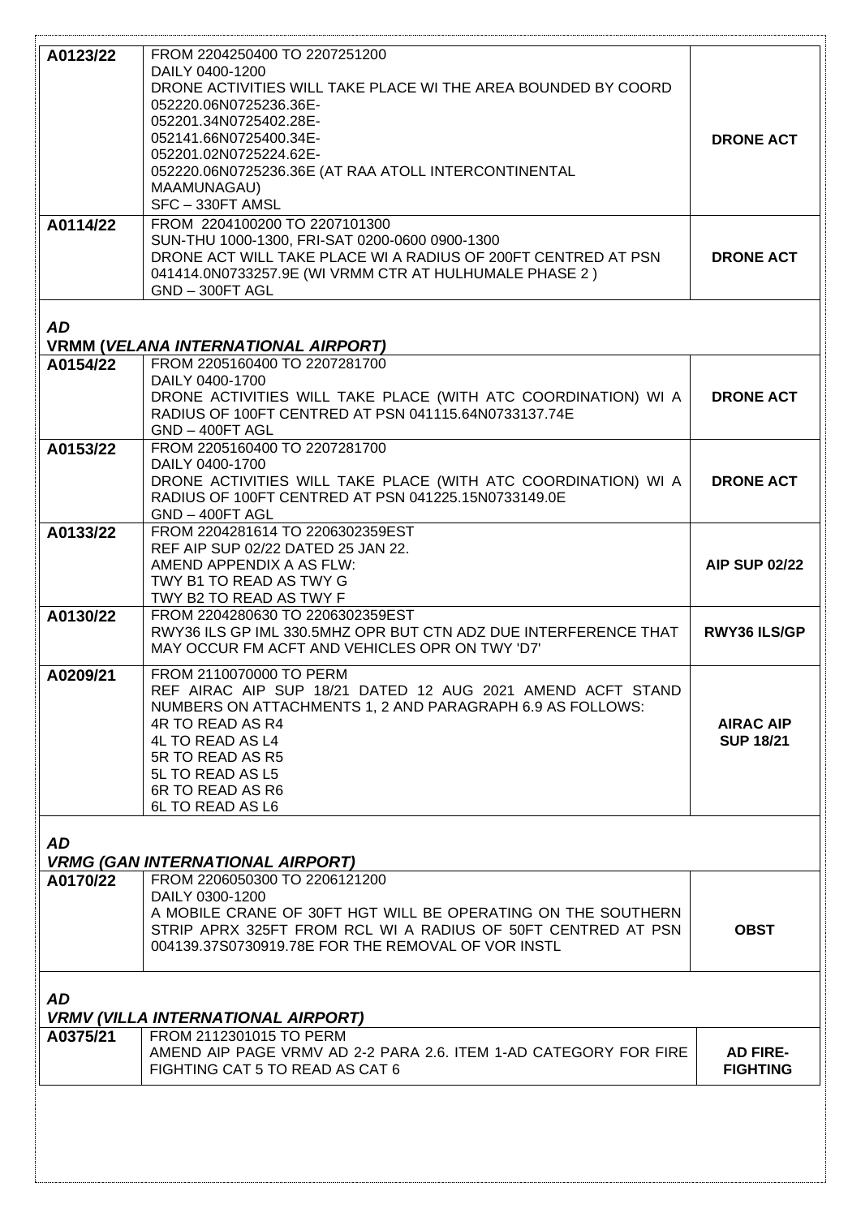| | | |
|---|---|---|
| **A0123/22** | FROM 2204250400 TO 2207251200<br>DAILY 0400-1200<br>DRONE ACTIVITIES WILL TAKE PLACE WI THE AREA BOUNDED BY COORD<br>052220.06N0725236.36E-<br>052201.34N0725402.28E-<br>052141.66N0725400.34E-<br>052201.02N0725224.62E-<br>052220.06N0725236.36E (AT RAA ATOLL INTERCONTINENTAL MAAMUNAGAU)<br>SFC – 330FT AMSL | **DRONE ACT** |
| **A0114/22** | FROM 2204100200 TO 2207101300<br>SUN-THU 1000-1300, FRI-SAT 0200-0600 0900-1300<br>DRONE ACT WILL TAKE PLACE WI A RADIUS OF 200FT CENTRED AT PSN 041414.0N0733257.9E (WI VRMM CTR AT HULHUMALE PHASE 2 )<br>GND – 300FT AGL | **DRONE ACT** |

***AD***

**VRMM (*VELANA INTERNATIONAL AIRPORT)***

| | | |
|---|---|---|
| **A0154/22** | FROM 2205160400 TO 2207281700<br>DAILY 0400-1700<br>DRONE ACTIVITIES WILL TAKE PLACE (WITH ATC COORDINATION) WI A RADIUS OF 100FT CENTRED AT PSN 041115.64N0733137.74E<br>GND – 400FT AGL | **DRONE ACT** |
| **A0153/22** | FROM 2205160400 TO 2207281700<br>DAILY 0400-1700<br>DRONE ACTIVITIES WILL TAKE PLACE (WITH ATC COORDINATION) WI A RADIUS OF 100FT CENTRED AT PSN 041225.15N0733149.0E<br>GND – 400FT AGL | **DRONE ACT** |
| **A0133/22** | FROM 2204281614 TO 2206302359EST<br>REF AIP SUP 02/22 DATED 25 JAN 22.<br>AMEND APPENDIX A AS FLW:<br>TWY B1 TO READ AS TWY G<br>TWY B2 TO READ AS TWY F | **AIP SUP 02/22** |
| **A0130/22** | FROM 2204280630 TO 2206302359EST<br>RWY36 ILS GP IML 330.5MHZ OPR BUT CTN ADZ DUE INTERFERENCE THAT MAY OCCUR FM ACFT AND VEHICLES OPR ON TWY 'D7' | **RWY36 ILS/GP** |
| **A0209/21** | FROM 2110070000 TO PERM<br>REF AIRAC AIP SUP 18/21 DATED 12 AUG 2021 AMEND ACFT STAND NUMBERS ON ATTACHMENTS 1, 2 AND PARAGRAPH 6.9 AS FOLLOWS:<br>4R TO READ AS R4<br>4L TO READ AS L4<br>5R TO READ AS R5<br>5L TO READ AS L5<br>6R TO READ AS R6<br>6L TO READ AS L6 | **AIRAC AIP SUP 18/21** |

***AD***

***VRMG (GAN INTERNATIONAL AIRPORT)***

| | | |
|---|---|---|
| **A0170/22** | FROM 2206050300 TO 2206121200<br>DAILY 0300-1200<br>A MOBILE CRANE OF 30FT HGT WILL BE OPERATING ON THE SOUTHERN STRIP APRX 325FT FROM RCL WI A RADIUS OF 50FT CENTRED AT PSN 004139.37S0730919.78E FOR THE REMOVAL OF VOR INSTL | **OBST** |

***AD***

***VRMV (VILLA INTERNATIONAL AIRPORT)***

| | | |
|---|---|---|
| **A0375/21** | FROM 2112301015 TO PERM<br>AMEND AIP PAGE VRMV AD 2-2 PARA 2.6. ITEM 1-AD CATEGORY FOR FIRE FIGHTING CAT 5 TO READ AS CAT 6 | **AD FIRE-FIGHTING** |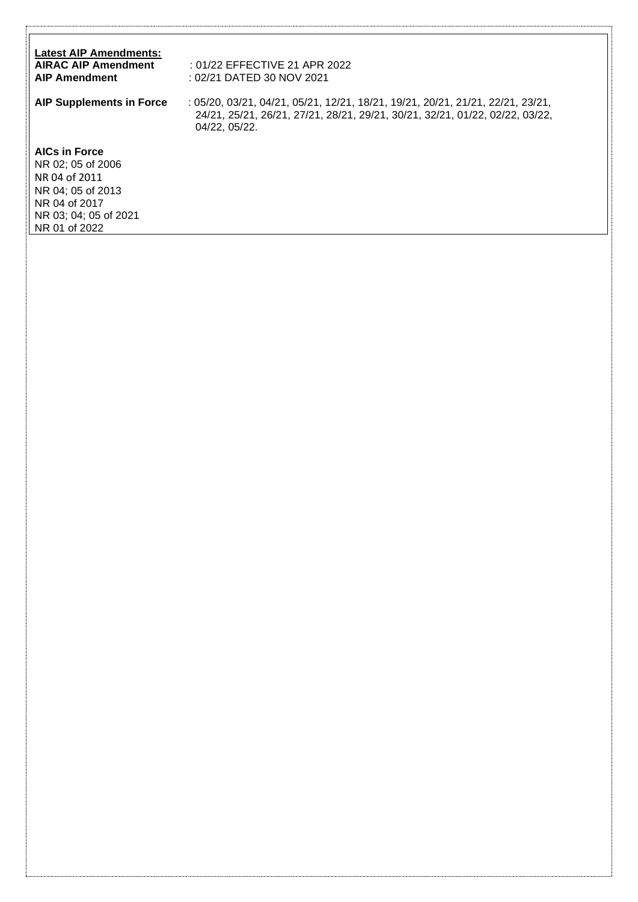**Latest AIP Amendments:**

**AIRAC AIP Amendment** : 01/22 EFFECTIVE 21 APR 2022

**AIP Amendment** : 02/21 DATED 30 NOV 2021

**AIP Supplements in Force** : 05/20, 03/21, 04/21, 05/21, 12/21, 18/21, 19/21, 20/21, 21/21, 22/21, 23/21, 24/21, 25/21, 26/21, 27/21, 28/21, 29/21, 30/21, 32/21, 01/22, 02/22, 03/22, 04/22, 05/22.

**AICs in Force**

NR 02; 05 of 2006

NR 04 of 2011

NR 04; 05 of 2013

NR 04 of 2017

NR 03; 04; 05 of 2021

NR 01 of 2022